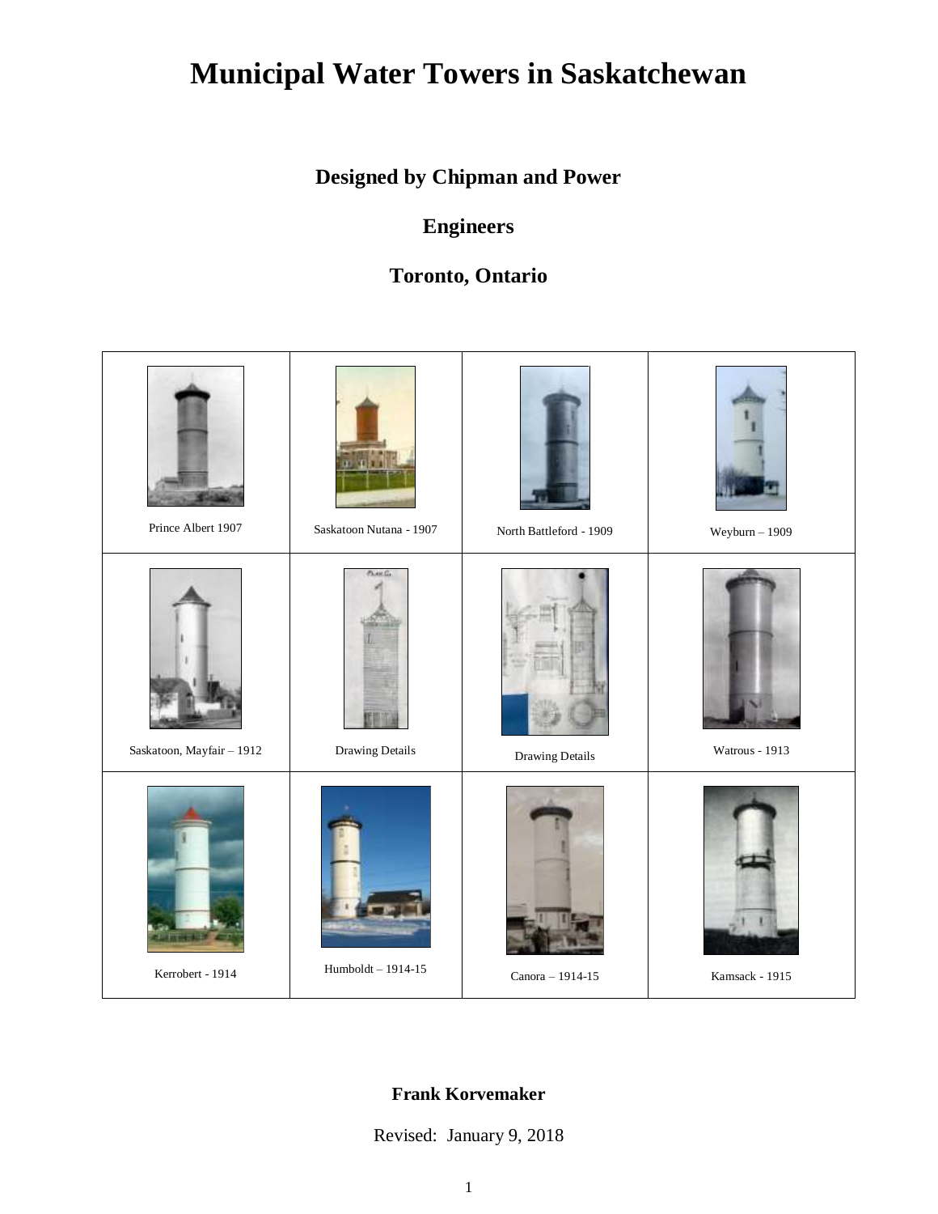# Municipal Water Towers in Saskatchewan

**Designed by Chipman and Power**

**Engineers**

**Toronto, Ontario**

| | | | |
|---|---|---|---|
| Prince Albert 1907 | Saskatoon Nutana - 1907 | North Battleford - 1909 | Weyburn – 1909 |
| Saskatoon, Mayfair – 1912 | Drawing Details | Drawing Details | Watrous - 1913 |
| Kerrobert - 1914 | Humboldt – 1914-15 | Canora – 1914-15 | Kamsack - 1915 |

**Frank Korvemaker**

Revised: January 9, 2018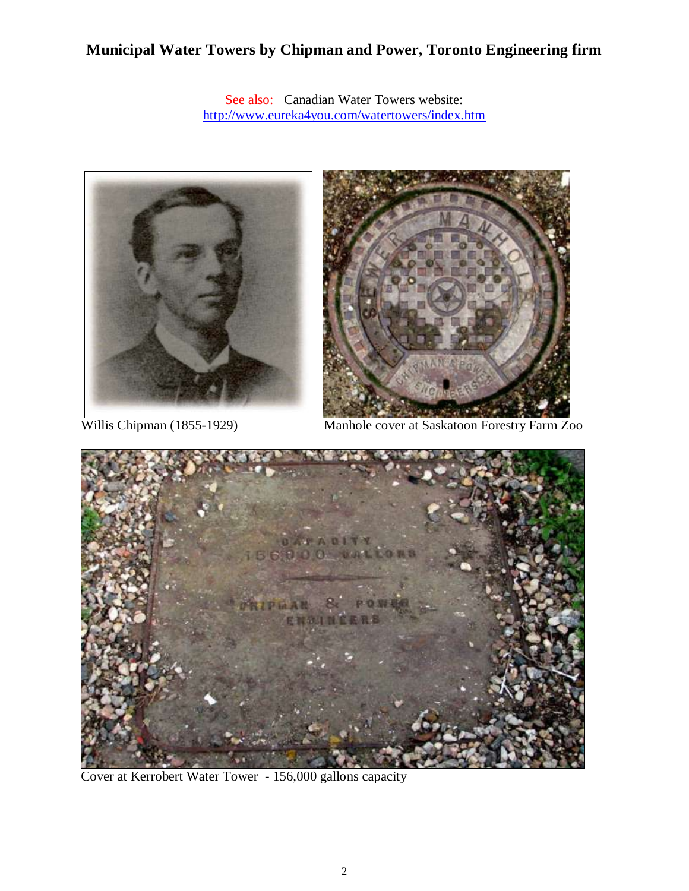## Municipal Water Towers by Chipman and Power, Toronto Engineering firm

See also: Canadian Water Towers website: http://www.eureka4you.com/watertowers/index.htm

Willis Chipman (1855-1929)

Manhole cover at Saskatoon Forestry Farm Zoo

Cover at Kerrobert Water Tower - 156,000 gallons capacity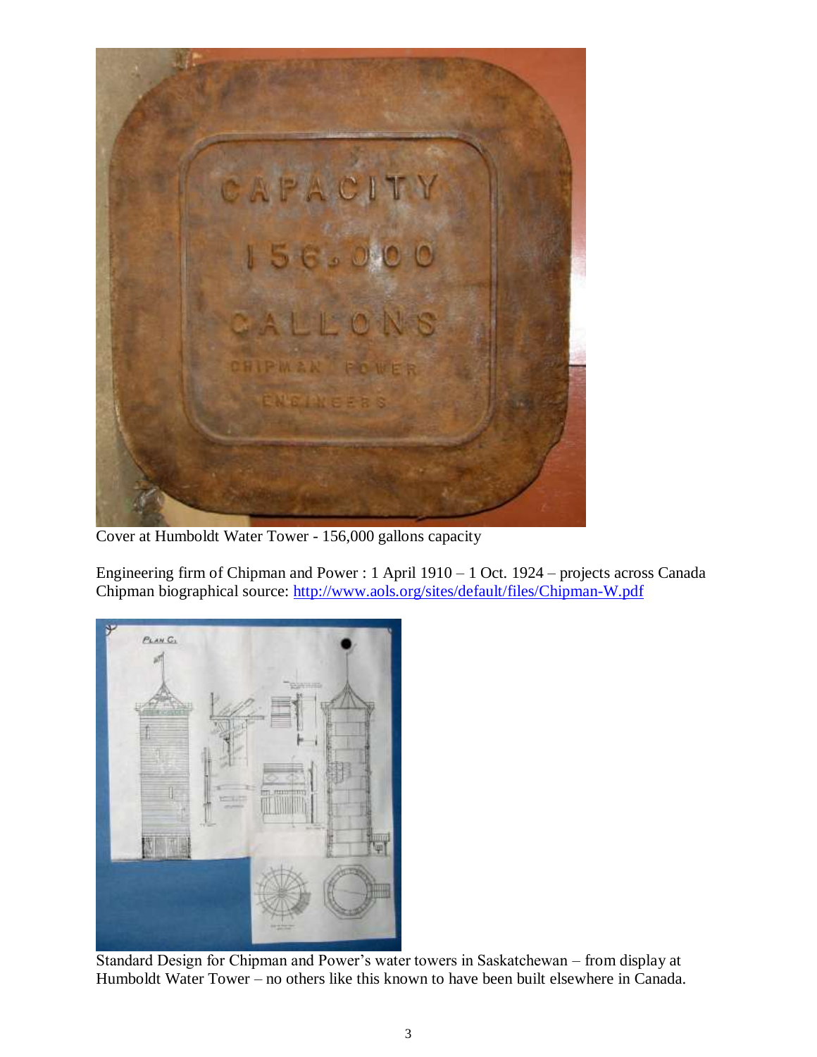Cover at Humboldt Water Tower - 156,000 gallons capacity

Engineering firm of Chipman and Power : 1 April 1910 – 1 Oct. 1924 – projects across Canada
Chipman biographical source: http://www.aols.org/sites/default/files/Chipman-W.pdf

Standard Design for Chipman and Power's water towers in Saskatchewan – from display at Humboldt Water Tower – no others like this known to have been built elsewhere in Canada.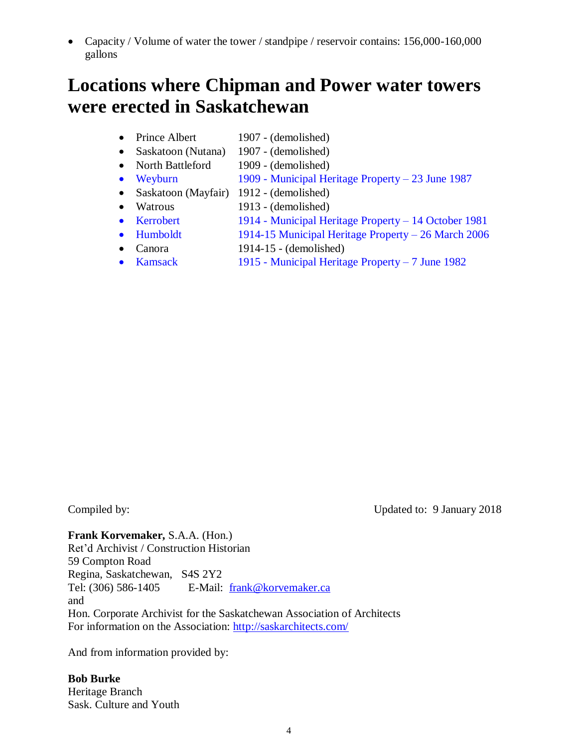- Capacity / Volume of water the tower / standpipe / reservoir contains: 156,000-160,000 gallons

# Locations where Chipman and Power water towers were erected in Saskatchewan

- Prince Albert 1907 - (demolished)
- Saskatoon (Nutana) 1907 - (demolished)
- North Battleford 1909 - (demolished)
- Weyburn 1909 - Municipal Heritage Property – 23 June 1987
- Saskatoon (Mayfair) 1912 - (demolished)
- Watrous 1913 - (demolished)
- Kerrobert 1914 - Municipal Heritage Property – 14 October 1981
- Humboldt 1914-15 Municipal Heritage Property – 26 March 2006
- Canora 1914-15 - (demolished)
- Kamsack 1915 - Municipal Heritage Property – 7 June 1982

Compiled by: Updated to: 9 January 2018

**Frank Korvemaker,** S.A.A. (Hon.)
Ret'd Archivist / Construction Historian
59 Compton Road
Regina, Saskatchewan, S4S 2Y2
Tel: (306) 586-1405 E-Mail: frank@korvemaker.ca
and
Hon. Corporate Archivist for the Saskatchewan Association of Architects
For information on the Association: http://saskarchitects.com/

And from information provided by:

**Bob Burke**
Heritage Branch
Sask. Culture and Youth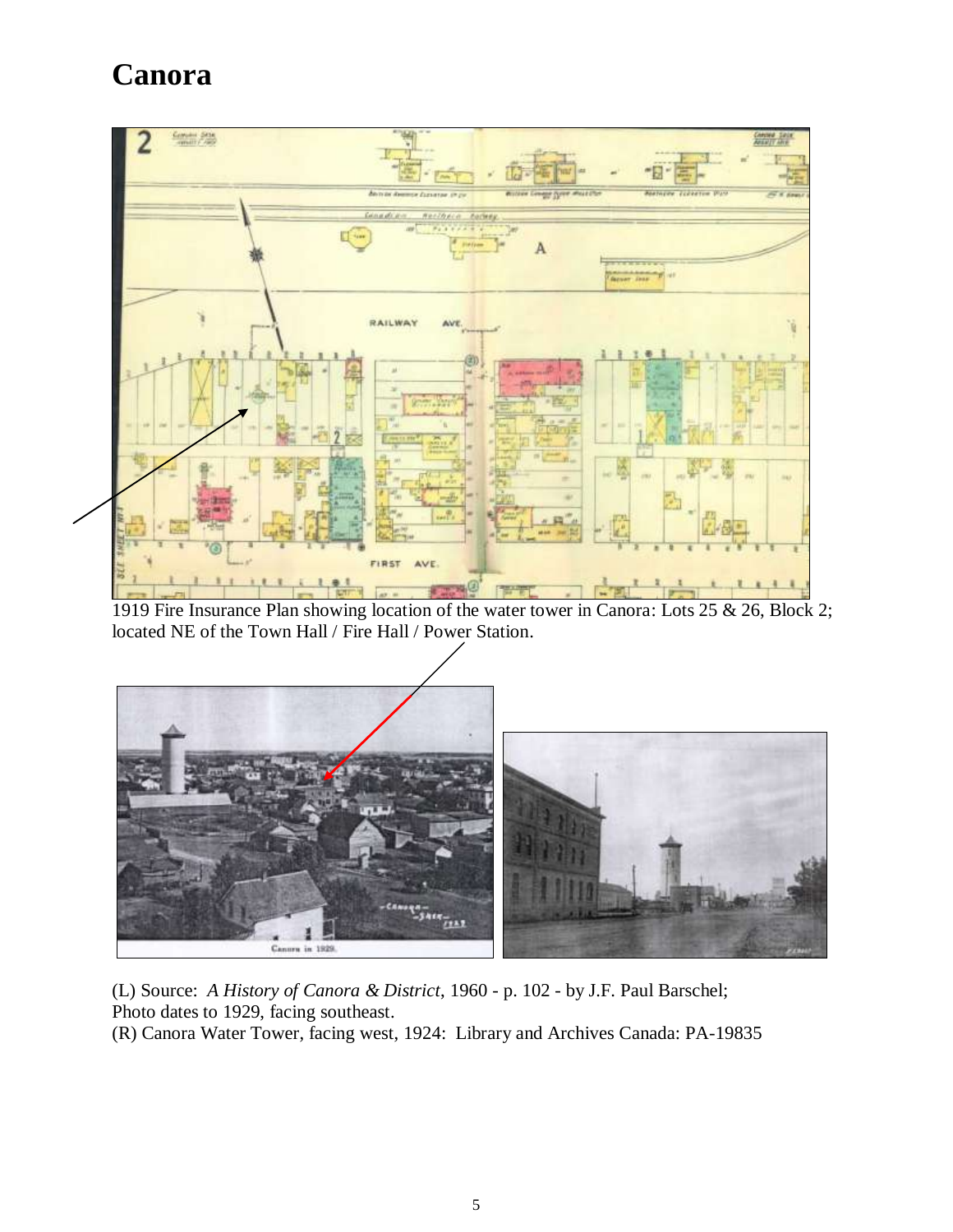# Canora

1919 Fire Insurance Plan showing location of the water tower in Canora: Lots 25 & 26, Block 2; located NE of the Town Hall / Fire Hall / Power Station.

(L) Source: *A History of Canora & District*, 1960 - p. 102 - by J.F. Paul Barschel; Photo dates to 1929, facing southeast.
(R) Canora Water Tower, facing west, 1924: Library and Archives Canada: PA-19835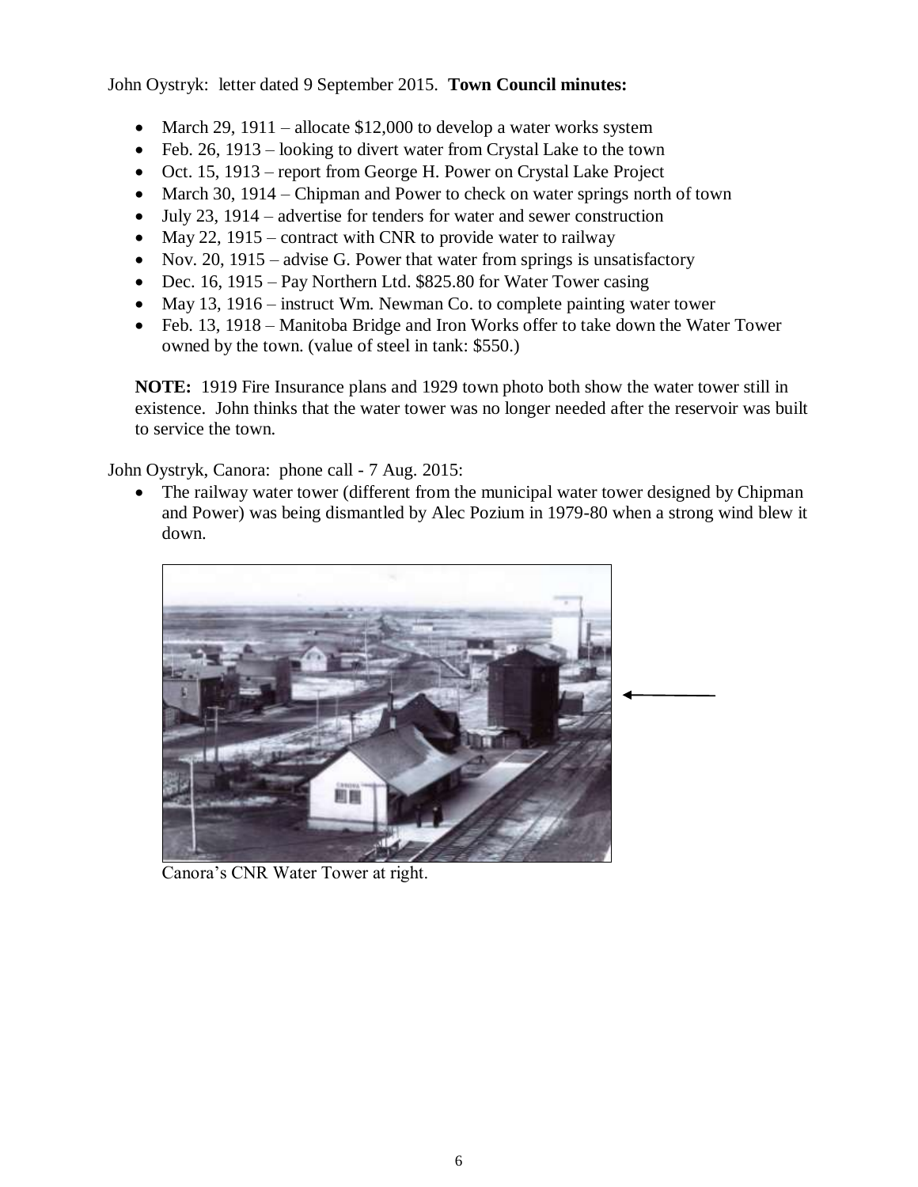John Oystryk: letter dated 9 September 2015. **Town Council minutes:**

- March 29, 1911 – allocate $12,000 to develop a water works system
- Feb. 26, 1913 – looking to divert water from Crystal Lake to the town
- Oct. 15, 1913 – report from George H. Power on Crystal Lake Project
- March 30, 1914 – Chipman and Power to check on water springs north of town
- July 23, 1914 – advertise for tenders for water and sewer construction
- May 22, 1915 – contract with CNR to provide water to railway
- Nov. 20, 1915 – advise G. Power that water from springs is unsatisfactory
- Dec. 16, 1915 – Pay Northern Ltd. $825.80 for Water Tower casing
- May 13, 1916 – instruct Wm. Newman Co. to complete painting water tower
- Feb. 13, 1918 – Manitoba Bridge and Iron Works offer to take down the Water Tower owned by the town. (value of steel in tank: $550.)

**NOTE:** 1919 Fire Insurance plans and 1929 town photo both show the water tower still in existence. John thinks that the water tower was no longer needed after the reservoir was built to service the town.

John Oystryk, Canora: phone call - 7 Aug. 2015:

- The railway water tower (different from the municipal water tower designed by Chipman and Power) was being dismantled by Alec Pozium in 1979-80 when a strong wind blew it down.

Canora's CNR Water Tower at right.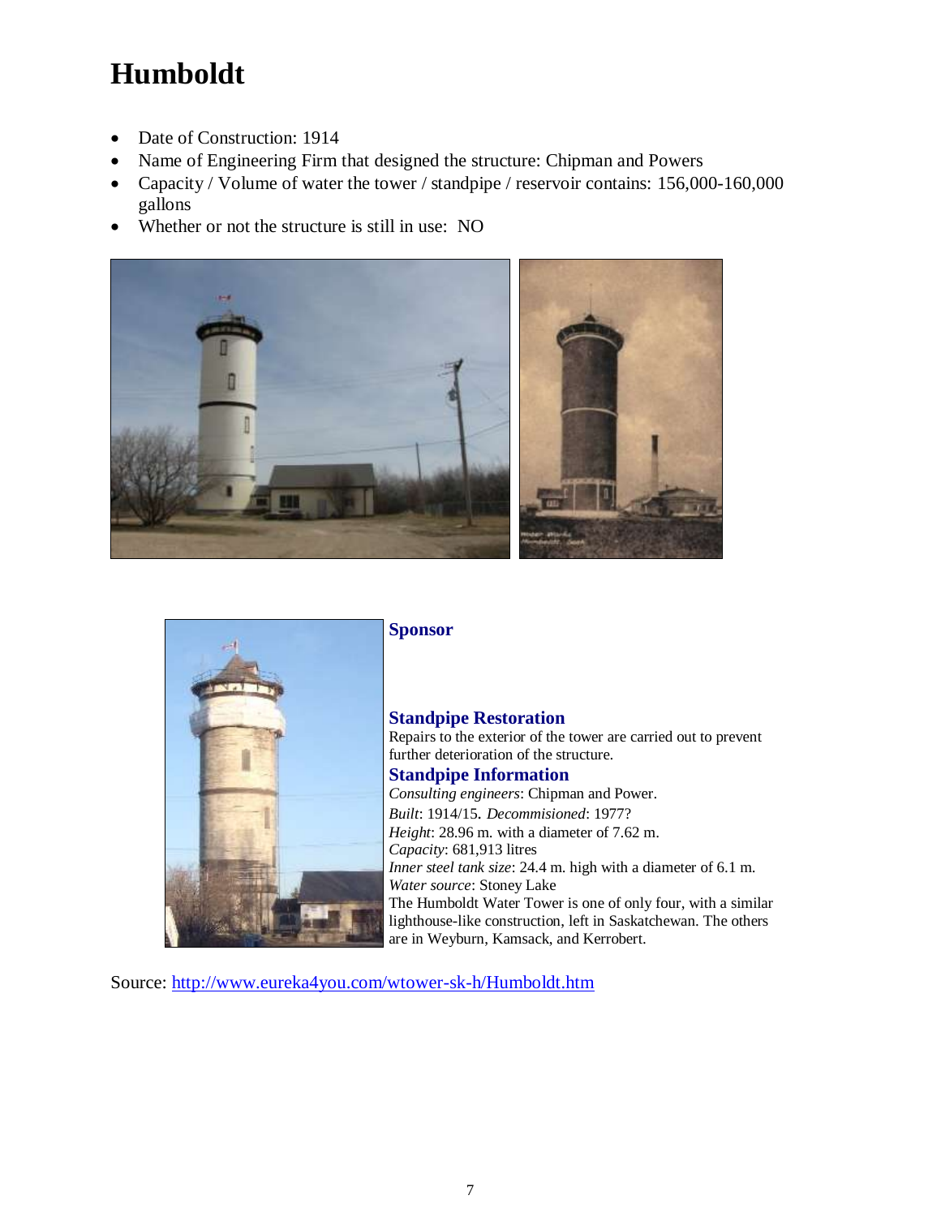# Humboldt

- Date of Construction: 1914
- Name of Engineering Firm that designed the structure: Chipman and Powers
- Capacity / Volume of water the tower / standpipe / reservoir contains: 156,000-160,000 gallons
- Whether or not the structure is still in use: NO

### Sponsor

### Standpipe Restoration

Repairs to the exterior of the tower are carried out to prevent further deterioration of the structure.

### Standpipe Information

*Consulting engineers*: Chipman and Power.
*Built*: 1914/15. *Decommisioned*: 1977?
*Height*: 28.96 m. with a diameter of 7.62 m.
*Capacity*: 681,913 litres
*Inner steel tank size*: 24.4 m. high with a diameter of 6.1 m.
*Water source*: Stoney Lake
The Humboldt Water Tower is one of only four, with a similar lighthouse-like construction, left in Saskatchewan. The others are in Weyburn, Kamsack, and Kerrobert.

Source: http://www.eureka4you.com/wtower-sk-h/Humboldt.htm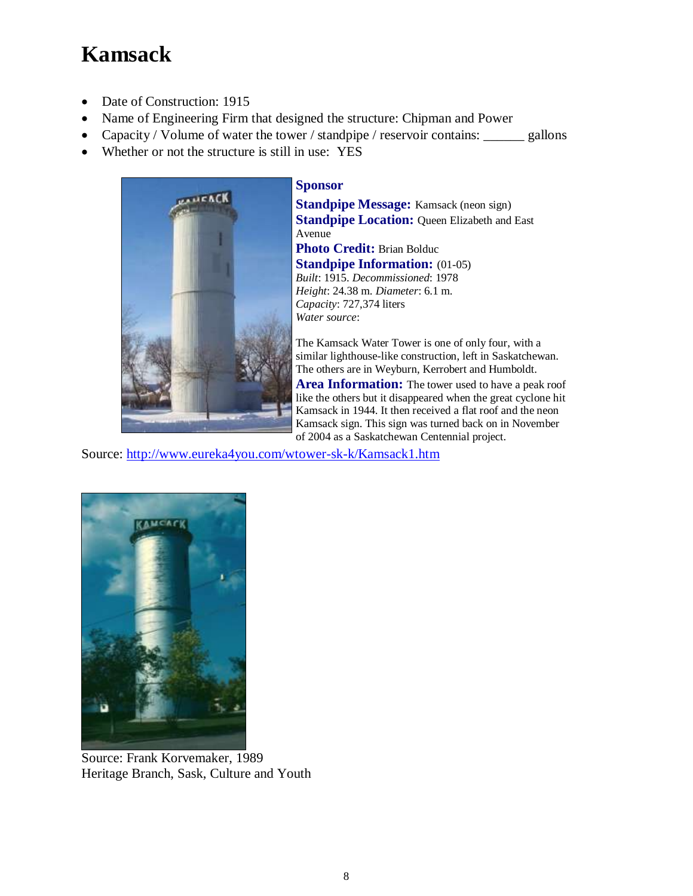# Kamsack

- Date of Construction: 1915
- Name of Engineering Firm that designed the structure: Chipman and Power
- Capacity / Volume of water the tower / standpipe / reservoir contains: ______ gallons
- Whether or not the structure is still in use: YES

**Sponsor**

**Standpipe Message:** Kamsack (neon sign)

**Standpipe Location:** Queen Elizabeth and East Avenue

**Photo Credit:** Brian Bolduc

**Standpipe Information:** (01-05)

*Built*: 1915. *Decommissioned*: 1978

*Height*: 24.38 m. *Diameter*: 6.1 m.

*Capacity*: 727,374 liters

*Water source*:

The Kamsack Water Tower is one of only four, with a similar lighthouse-like construction, left in Saskatchewan. The others are in Weyburn, Kerrobert and Humboldt.

**Area Information:** The tower used to have a peak roof like the others but it disappeared when the great cyclone hit Kamsack in 1944. It then received a flat roof and the neon Kamsack sign. This sign was turned back on in November of 2004 as a Saskatchewan Centennial project.

Source: http://www.eureka4you.com/wtower-sk-k/Kamsack1.htm

Source: Frank Korvemaker, 1989
Heritage Branch, Sask, Culture and Youth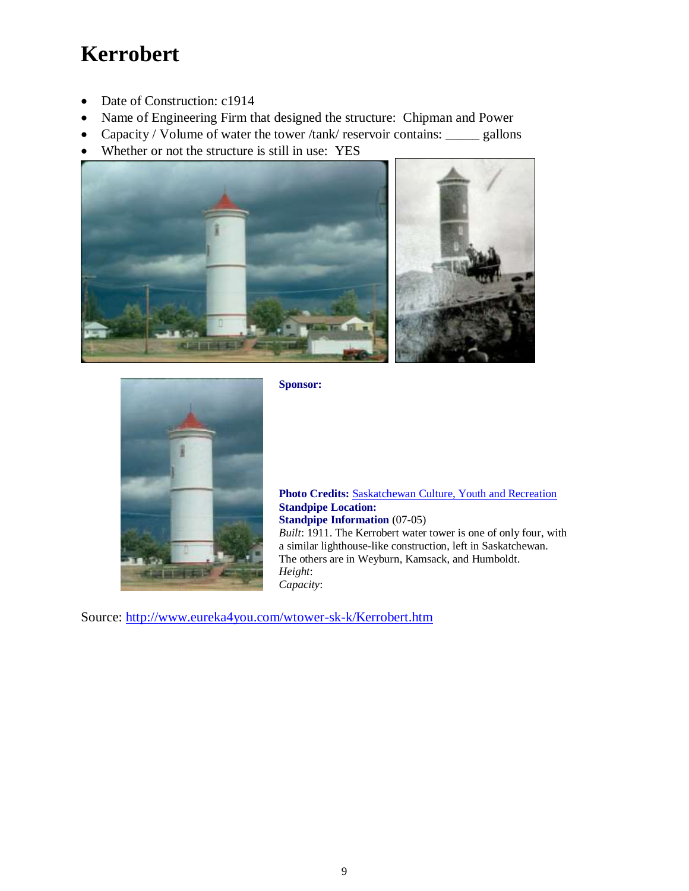# Kerrobert

- Date of Construction: c1914
- Name of Engineering Firm that designed the structure: Chipman and Power
- Capacity / Volume of water the tower /tank/ reservoir contains: _____ gallons
- Whether or not the structure is still in use: YES

**Sponsor:**

**Photo Credits:** Saskatchewan Culture, Youth and Recreation
**Standpipe Location:**
**Standpipe Information** (07-05)
*Built*: 1911. The Kerrobert water tower is one of only four, with a similar lighthouse-like construction, left in Saskatchewan. The others are in Weyburn, Kamsack, and Humboldt.
*Height*:
*Capacity*:

Source: http://www.eureka4you.com/wtower-sk-k/Kerrobert.htm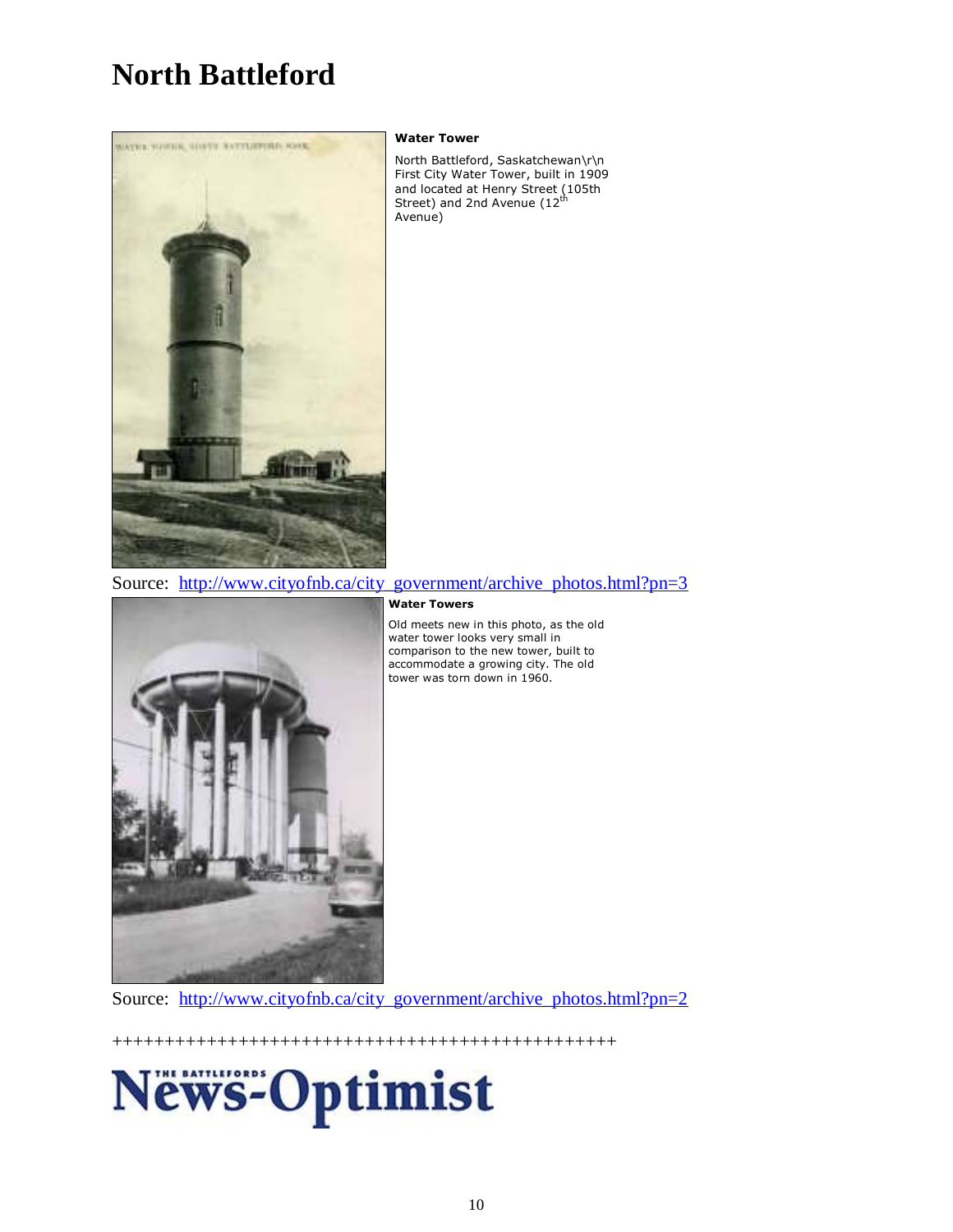# North Battleford

**Water Tower**

North Battleford, Saskatchewan\r\n
First City Water Tower, built in 1909 and located at Henry Street (105th Street) and 2nd Avenue (12th Avenue)

Source: http://www.cityofnb.ca/city_government/archive_photos.html?pn=3

**Water Towers**

Old meets new in this photo, as the old water tower looks very small in comparison to the new tower, built to accommodate a growing city. The old tower was torn down in 1960.

Source: http://www.cityofnb.ca/city_government/archive_photos.html?pn=2

+++++++++++++++++++++++++++++++++++++++++++++++++

THE BATTLEFORDS News-Optimist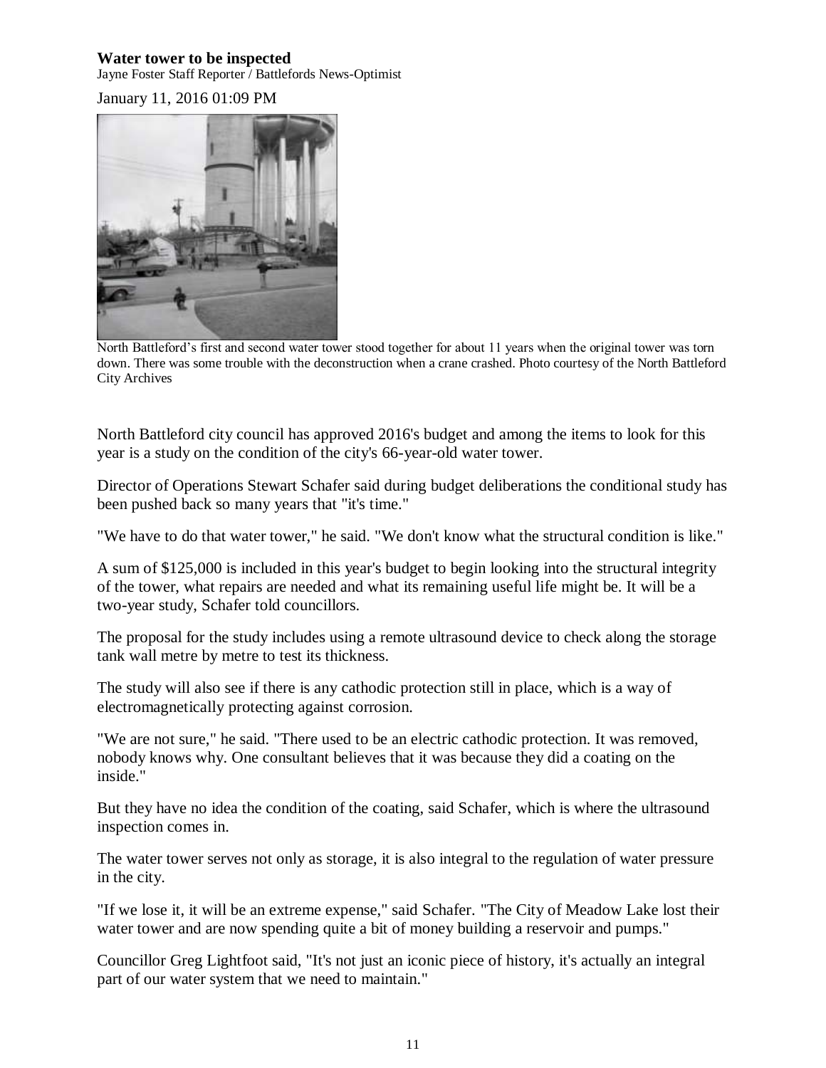**Water tower to be inspected**

Jayne Foster Staff Reporter / Battlefords News-Optimist

January 11, 2016 01:09 PM

North Battleford's first and second water tower stood together for about 11 years when the original tower was torn down. There was some trouble with the deconstruction when a crane crashed. Photo courtesy of the North Battleford City Archives

North Battleford city council has approved 2016's budget and among the items to look for this year is a study on the condition of the city's 66-year-old water tower.

Director of Operations Stewart Schafer said during budget deliberations the conditional study has been pushed back so many years that "it's time."

"We have to do that water tower," he said. "We don't know what the structural condition is like."

A sum of $125,000 is included in this year's budget to begin looking into the structural integrity of the tower, what repairs are needed and what its remaining useful life might be. It will be a two-year study, Schafer told councillors.

The proposal for the study includes using a remote ultrasound device to check along the storage tank wall metre by metre to test its thickness.

The study will also see if there is any cathodic protection still in place, which is a way of electromagnetically protecting against corrosion.

"We are not sure," he said. "There used to be an electric cathodic protection. It was removed, nobody knows why. One consultant believes that it was because they did a coating on the inside."

But they have no idea the condition of the coating, said Schafer, which is where the ultrasound inspection comes in.

The water tower serves not only as storage, it is also integral to the regulation of water pressure in the city.

"If we lose it, it will be an extreme expense," said Schafer. "The City of Meadow Lake lost their water tower and are now spending quite a bit of money building a reservoir and pumps."

Councillor Greg Lightfoot said, "It's not just an iconic piece of history, it's actually an integral part of our water system that we need to maintain."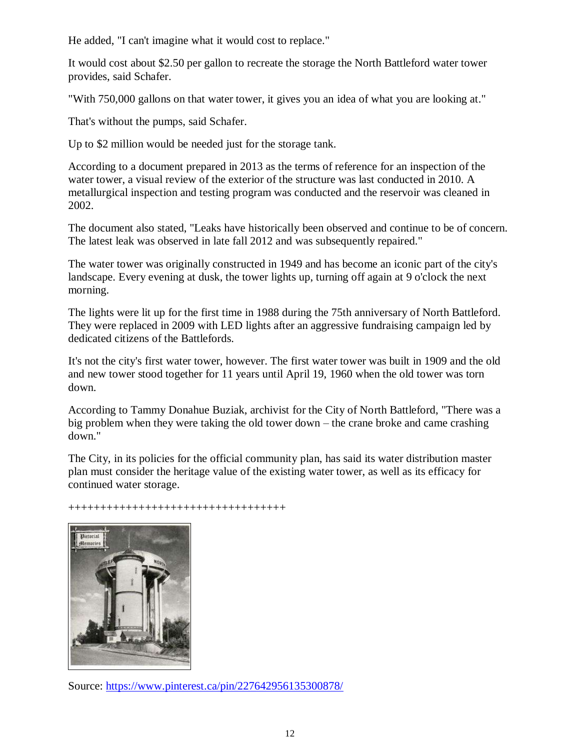He added, "I can't imagine what it would cost to replace."

It would cost about $2.50 per gallon to recreate the storage the North Battleford water tower provides, said Schafer.

"With 750,000 gallons on that water tower, it gives you an idea of what you are looking at."

That's without the pumps, said Schafer.

Up to $2 million would be needed just for the storage tank.

According to a document prepared in 2013 as the terms of reference for an inspection of the water tower, a visual review of the exterior of the structure was last conducted in 2010. A metallurgical inspection and testing program was conducted and the reservoir was cleaned in 2002.

The document also stated, "Leaks have historically been observed and continue to be of concern. The latest leak was observed in late fall 2012 and was subsequently repaired."

The water tower was originally constructed in 1949 and has become an iconic part of the city's landscape. Every evening at dusk, the tower lights up, turning off again at 9 o'clock the next morning.

The lights were lit up for the first time in 1988 during the 75th anniversary of North Battleford. They were replaced in 2009 with LED lights after an aggressive fundraising campaign led by dedicated citizens of the Battlefords.

It's not the city's first water tower, however. The first water tower was built in 1909 and the old and new tower stood together for 11 years until April 19, 1960 when the old tower was torn down.

According to Tammy Donahue Buziak, archivist for the City of North Battleford, "There was a big problem when they were taking the old tower down – the crane broke and came crashing down."

The City, in its policies for the official community plan, has said its water distribution master plan must consider the heritage value of the existing water tower, as well as its efficacy for continued water storage.

++++++++++++++++++++++++++++++++++

Source: https://www.pinterest.ca/pin/227642956135300878/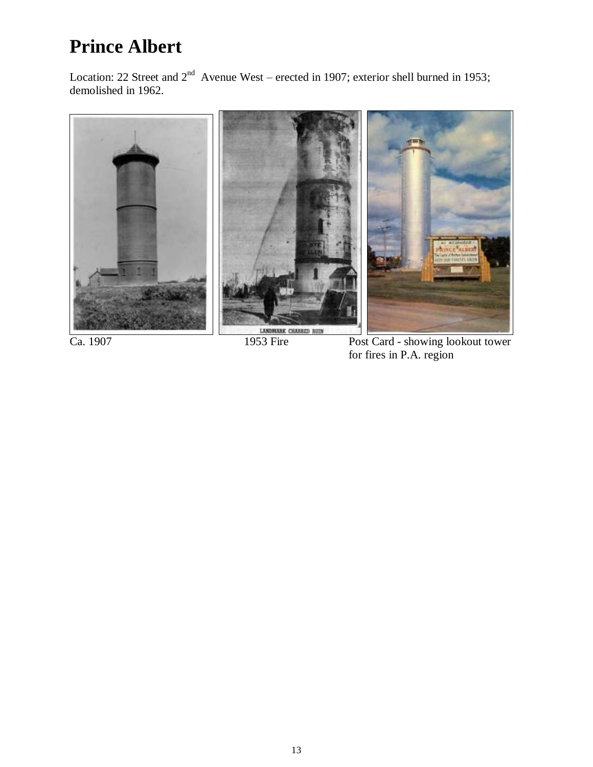# Prince Albert

Location: 22 Street and 2nd Avenue West – erected in 1907; exterior shell burned in 1953; demolished in 1962.

Ca. 1907

1953 Fire

Post Card - showing lookout tower for fires in P.A. region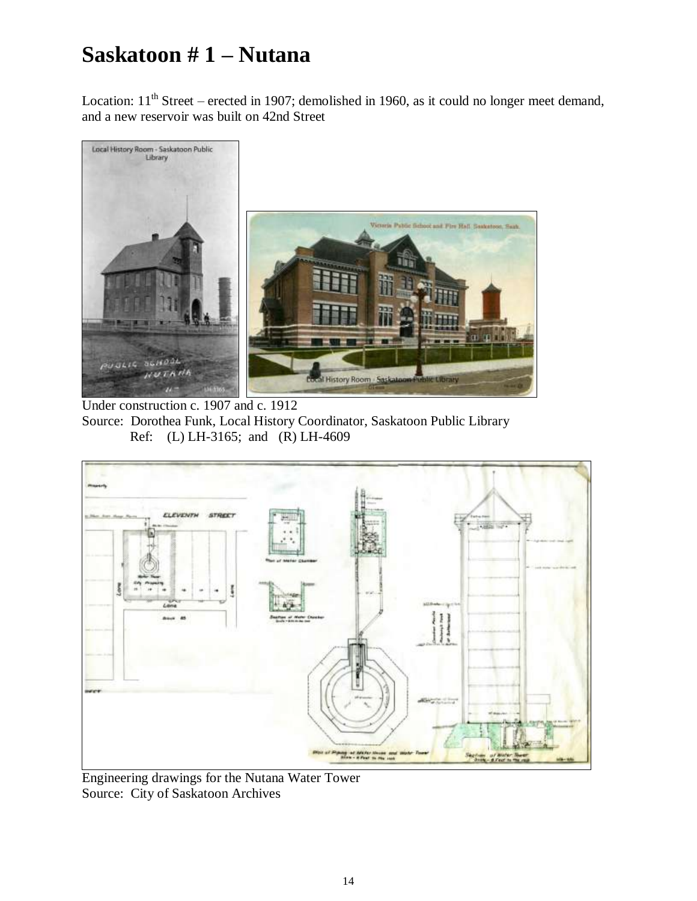# Saskatoon # 1 – Nutana

Location: 11th Street – erected in 1907; demolished in 1960, as it could no longer meet demand, and a new reservoir was built on 42nd Street

Under construction c. 1907 and c. 1912
Source: Dorothea Funk, Local History Coordinator, Saskatoon Public Library
Ref: (L) LH-3165; and (R) LH-4609

Engineering drawings for the Nutana Water Tower
Source: City of Saskatoon Archives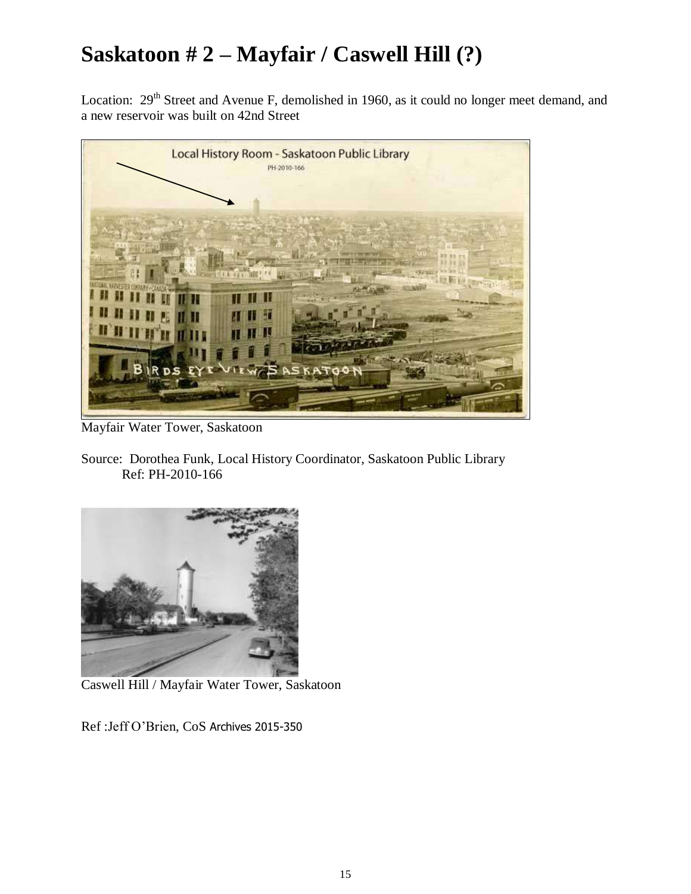# Saskatoon # 2 – Mayfair / Caswell Hill (?)

Location: 29th Street and Avenue F, demolished in 1960, as it could no longer meet demand, and a new reservoir was built on 42nd Street

Mayfair Water Tower, Saskatoon

Source: Dorothea Funk, Local History Coordinator, Saskatoon Public Library
Ref: PH-2010-166

Caswell Hill / Mayfair Water Tower, Saskatoon

Ref :Jeff O'Brien, CoS Archives 2015-350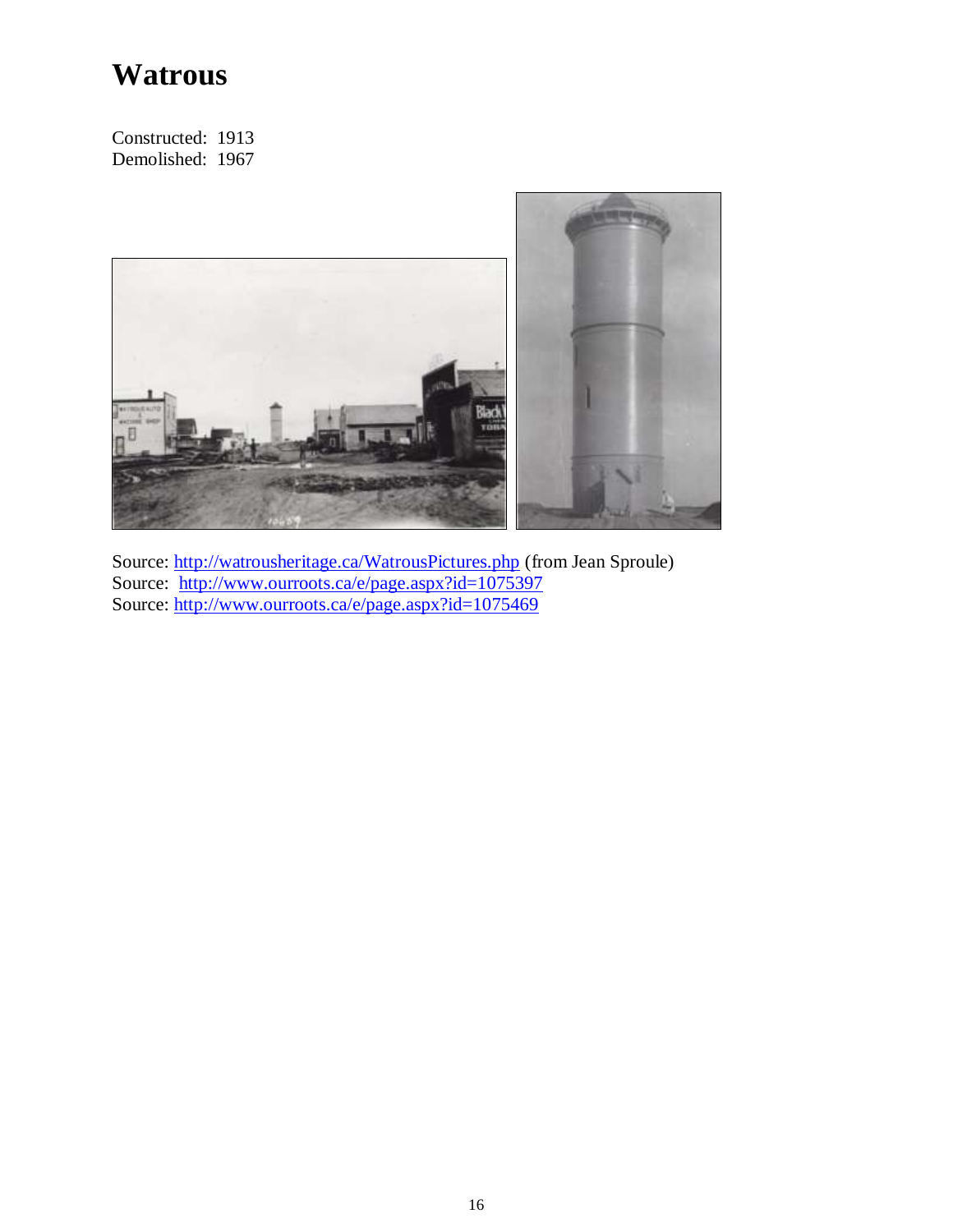# Watrous

Constructed: 1913
Demolished: 1967

Source: http://watrousheritage.ca/WatrousPictures.php (from Jean Sproule)
Source: http://www.ourroots.ca/e/page.aspx?id=1075397
Source: http://www.ourroots.ca/e/page.aspx?id=1075469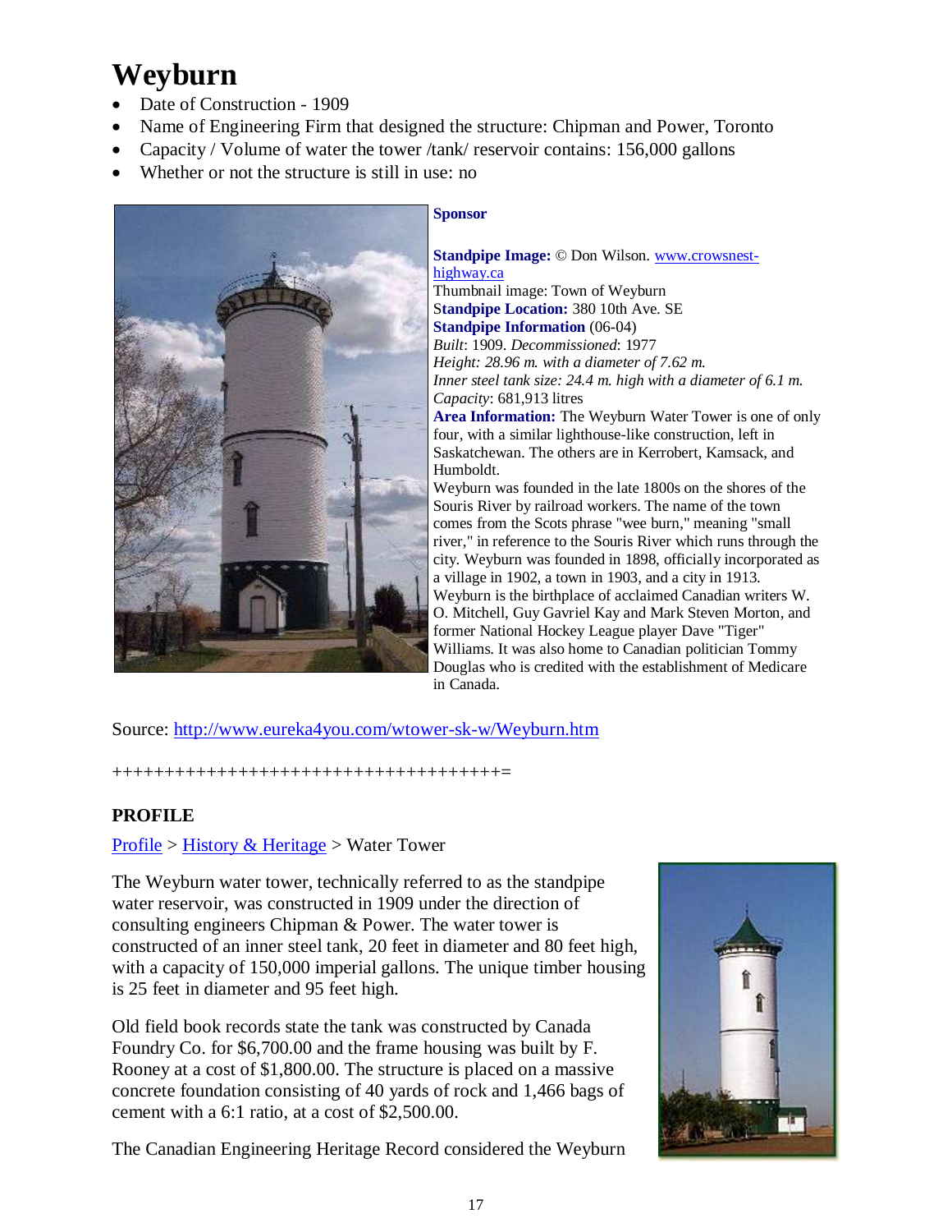# Weyburn

- Date of Construction - 1909
- Name of Engineering Firm that designed the structure: Chipman and Power, Toronto
- Capacity / Volume of water the tower /tank/ reservoir contains: 156,000 gallons
- Whether or not the structure is still in use: no

**Sponsor**

**Standpipe Image:** © Don Wilson. www.crowsnest-highway.ca
Thumbnail image: Town of Weyburn
**Standpipe Location:** 380 10th Ave. SE
**Standpipe Information** (06-04)
*Built*: 1909. *Decommissioned*: 1977
*Height: 28.96 m. with a diameter of 7.62 m.*
*Inner steel tank size: 24.4 m. high with a diameter of 6.1 m.*
*Capacity*: 681,913 litres
**Area Information:** The Weyburn Water Tower is one of only four, with a similar lighthouse-like construction, left in Saskatchewan. The others are in Kerrobert, Kamsack, and Humboldt.
Weyburn was founded in the late 1800s on the shores of the Souris River by railroad workers. The name of the town comes from the Scots phrase "wee burn," meaning "small river," in reference to the Souris River which runs through the city. Weyburn was founded in 1898, officially incorporated as a village in 1902, a town in 1903, and a city in 1913.
Weyburn is the birthplace of acclaimed Canadian writers W. O. Mitchell, Guy Gavriel Kay and Mark Steven Morton, and former National Hockey League player Dave "Tiger" Williams. It was also home to Canadian politician Tommy Douglas who is credited with the establishment of Medicare in Canada.

Source: http://www.eureka4you.com/wtower-sk-w/Weyburn.htm

++++++++++++++++++++++++++++++++++++=

**PROFILE**

Profile > History & Heritage > Water Tower

The Weyburn water tower, technically referred to as the standpipe water reservoir, was constructed in 1909 under the direction of consulting engineers Chipman & Power. The water tower is constructed of an inner steel tank, 20 feet in diameter and 80 feet high, with a capacity of 150,000 imperial gallons. The unique timber housing is 25 feet in diameter and 95 feet high.

Old field book records state the tank was constructed by Canada Foundry Co. for $6,700.00 and the frame housing was built by F. Rooney at a cost of $1,800.00. The structure is placed on a massive concrete foundation consisting of 40 yards of rock and 1,466 bags of cement with a 6:1 ratio, at a cost of $2,500.00.

The Canadian Engineering Heritage Record considered the Weyburn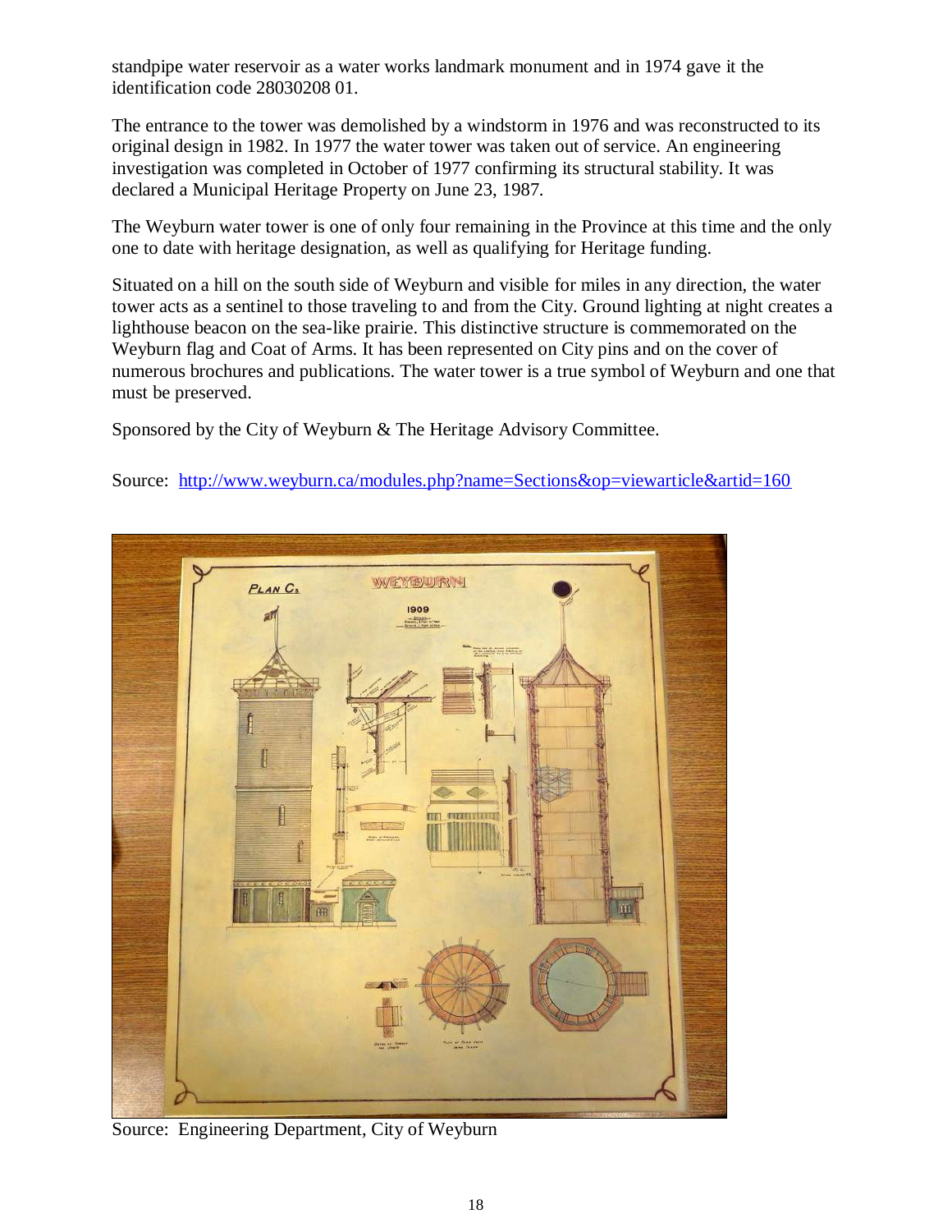standpipe water reservoir as a water works landmark monument and in 1974 gave it the identification code 28030208 01.

The entrance to the tower was demolished by a windstorm in 1976 and was reconstructed to its original design in 1982. In 1977 the water tower was taken out of service. An engineering investigation was completed in October of 1977 confirming its structural stability. It was declared a Municipal Heritage Property on June 23, 1987.

The Weyburn water tower is one of only four remaining in the Province at this time and the only one to date with heritage designation, as well as qualifying for Heritage funding.

Situated on a hill on the south side of Weyburn and visible for miles in any direction, the water tower acts as a sentinel to those traveling to and from the City. Ground lighting at night creates a lighthouse beacon on the sea-like prairie. This distinctive structure is commemorated on the Weyburn flag and Coat of Arms. It has been represented on City pins and on the cover of numerous brochures and publications. The water tower is a true symbol of Weyburn and one that must be preserved.

Sponsored by the City of Weyburn & The Heritage Advisory Committee.

Source: http://www.weyburn.ca/modules.php?name=Sections&op=viewarticle&artid=160

Source: Engineering Department, City of Weyburn